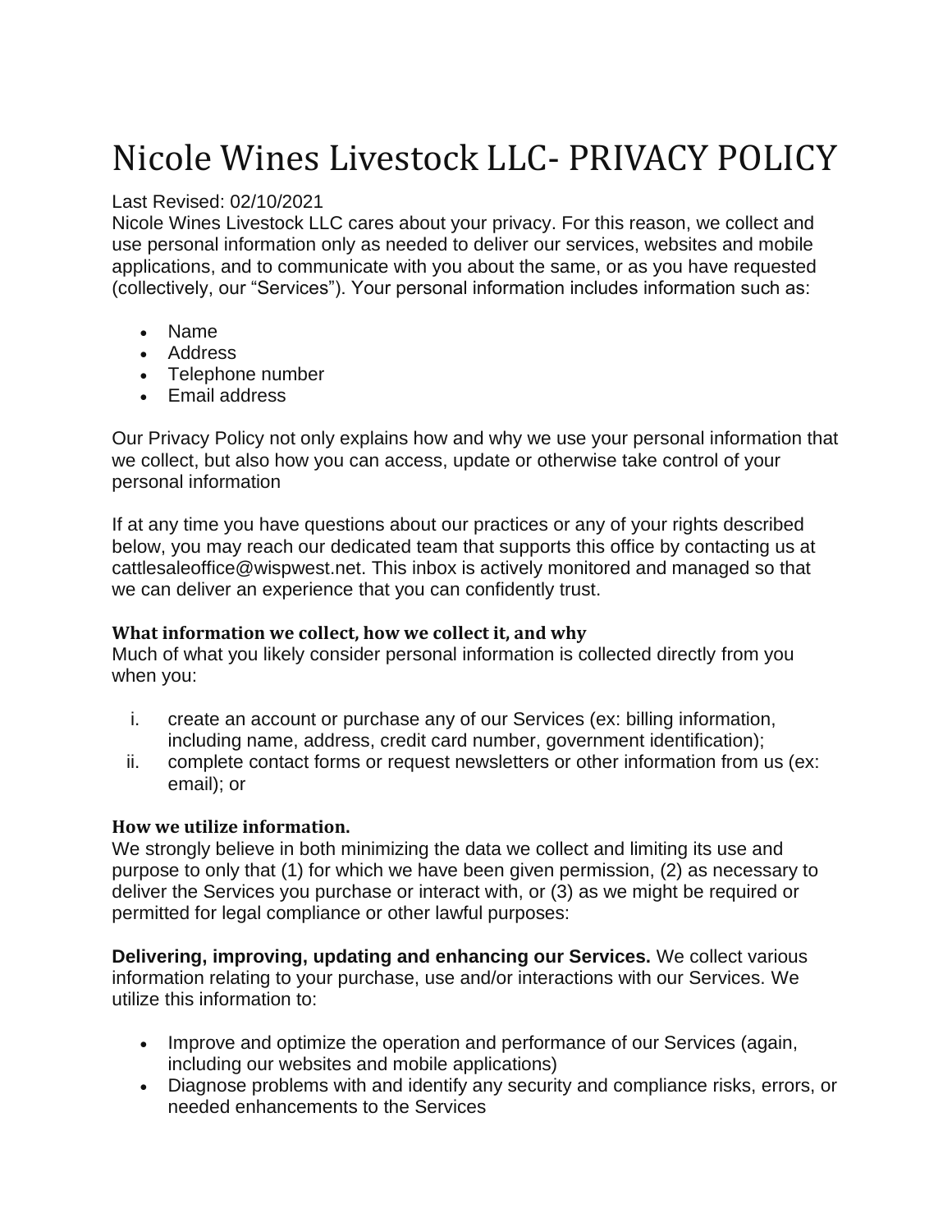# Nicole Wines Livestock LLC- PRIVACY POLICY

Last Revised: 02/10/2021

Nicole Wines Livestock LLC cares about your privacy. For this reason, we collect and use personal information only as needed to deliver our services, websites and mobile applications, and to communicate with you about the same, or as you have requested (collectively, our "Services"). Your personal information includes information such as:

- Name
- Address
- Telephone number
- Email address

Our Privacy Policy not only explains how and why we use your personal information that we collect, but also how you can access, update or otherwise take control of your personal information

If at any time you have questions about our practices or any of your rights described below, you may reach our dedicated team that supports this office by contacting us at cattlesaleoffice@wispwest.net. This inbox is actively monitored and managed so that we can deliver an experience that you can confidently trust.

### What information we collect, how we collect it, and why

Much of what you likely consider personal information is collected directly from you when you:

i. create an account or purchase any of our Services (ex: billing information, including name, address, credit card number, government identification);
ii. complete contact forms or request newsletters or other information from us (ex: email); or

### How we utilize information.

We strongly believe in both minimizing the data we collect and limiting its use and purpose to only that (1) for which we have been given permission, (2) as necessary to deliver the Services you purchase or interact with, or (3) as we might be required or permitted for legal compliance or other lawful purposes:

**Delivering, improving, updating and enhancing our Services.** We collect various information relating to your purchase, use and/or interactions with our Services. We utilize this information to:

- Improve and optimize the operation and performance of our Services (again, including our websites and mobile applications)
- Diagnose problems with and identify any security and compliance risks, errors, or needed enhancements to the Services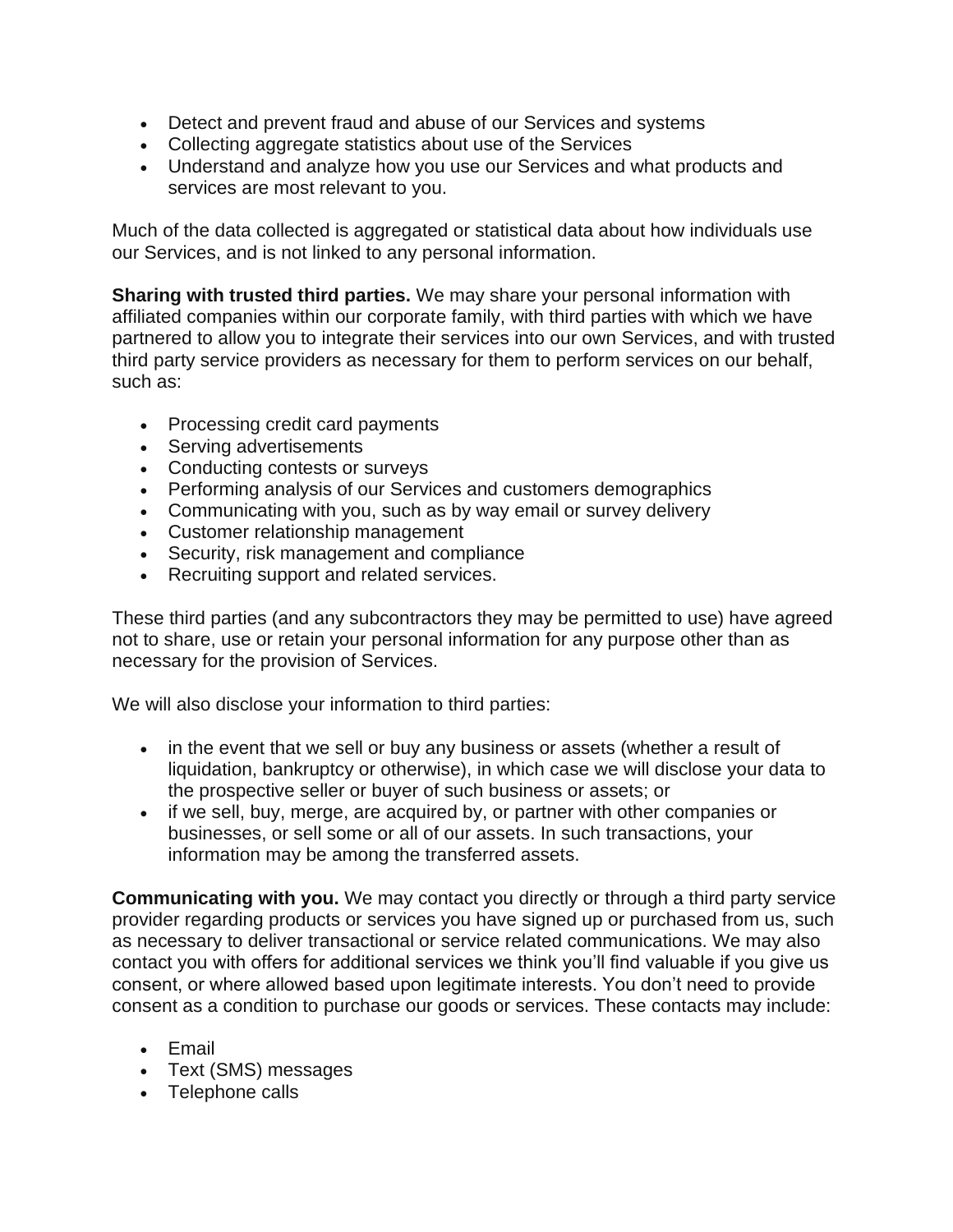- Detect and prevent fraud and abuse of our Services and systems
- Collecting aggregate statistics about use of the Services
- Understand and analyze how you use our Services and what products and services are most relevant to you.

Much of the data collected is aggregated or statistical data about how individuals use our Services, and is not linked to any personal information.

**Sharing with trusted third parties.** We may share your personal information with affiliated companies within our corporate family, with third parties with which we have partnered to allow you to integrate their services into our own Services, and with trusted third party service providers as necessary for them to perform services on our behalf, such as:

- Processing credit card payments
- Serving advertisements
- Conducting contests or surveys
- Performing analysis of our Services and customers demographics
- Communicating with you, such as by way email or survey delivery
- Customer relationship management
- Security, risk management and compliance
- Recruiting support and related services.

These third parties (and any subcontractors they may be permitted to use) have agreed not to share, use or retain your personal information for any purpose other than as necessary for the provision of Services.

We will also disclose your information to third parties:

- in the event that we sell or buy any business or assets (whether a result of liquidation, bankruptcy or otherwise), in which case we will disclose your data to the prospective seller or buyer of such business or assets; or
- if we sell, buy, merge, are acquired by, or partner with other companies or businesses, or sell some or all of our assets. In such transactions, your information may be among the transferred assets.

**Communicating with you.** We may contact you directly or through a third party service provider regarding products or services you have signed up or purchased from us, such as necessary to deliver transactional or service related communications. We may also contact you with offers for additional services we think you'll find valuable if you give us consent, or where allowed based upon legitimate interests. You don't need to provide consent as a condition to purchase our goods or services. These contacts may include:

- Email
- Text (SMS) messages
- Telephone calls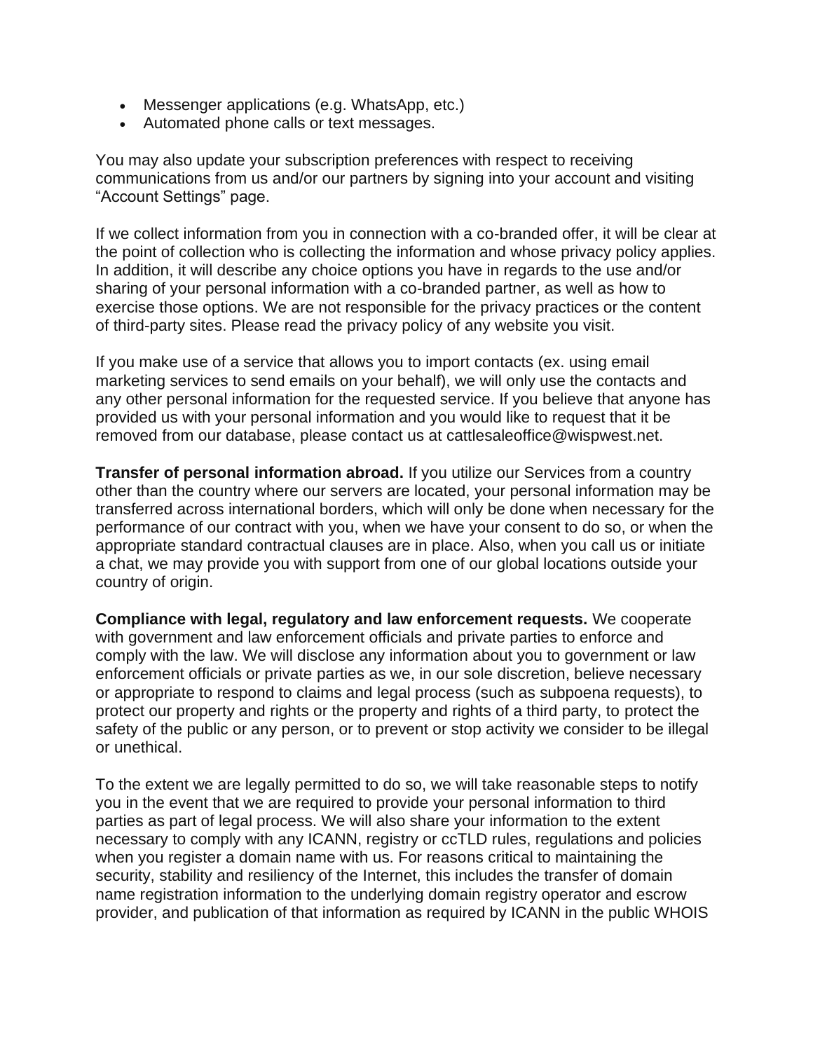- Messenger applications (e.g. WhatsApp, etc.)
- Automated phone calls or text messages.

You may also update your subscription preferences with respect to receiving communications from us and/or our partners by signing into your account and visiting "Account Settings" page.

If we collect information from you in connection with a co-branded offer, it will be clear at the point of collection who is collecting the information and whose privacy policy applies. In addition, it will describe any choice options you have in regards to the use and/or sharing of your personal information with a co-branded partner, as well as how to exercise those options. We are not responsible for the privacy practices or the content of third-party sites. Please read the privacy policy of any website you visit.

If you make use of a service that allows you to import contacts (ex. using email marketing services to send emails on your behalf), we will only use the contacts and any other personal information for the requested service. If you believe that anyone has provided us with your personal information and you would like to request that it be removed from our database, please contact us at cattlesaleoffice@wispwest.net.

**Transfer of personal information abroad.** If you utilize our Services from a country other than the country where our servers are located, your personal information may be transferred across international borders, which will only be done when necessary for the performance of our contract with you, when we have your consent to do so, or when the appropriate standard contractual clauses are in place. Also, when you call us or initiate a chat, we may provide you with support from one of our global locations outside your country of origin.

**Compliance with legal, regulatory and law enforcement requests.** We cooperate with government and law enforcement officials and private parties to enforce and comply with the law. We will disclose any information about you to government or law enforcement officials or private parties as we, in our sole discretion, believe necessary or appropriate to respond to claims and legal process (such as subpoena requests), to protect our property and rights or the property and rights of a third party, to protect the safety of the public or any person, or to prevent or stop activity we consider to be illegal or unethical.

To the extent we are legally permitted to do so, we will take reasonable steps to notify you in the event that we are required to provide your personal information to third parties as part of legal process. We will also share your information to the extent necessary to comply with any ICANN, registry or ccTLD rules, regulations and policies when you register a domain name with us. For reasons critical to maintaining the security, stability and resiliency of the Internet, this includes the transfer of domain name registration information to the underlying domain registry operator and escrow provider, and publication of that information as required by ICANN in the public WHOIS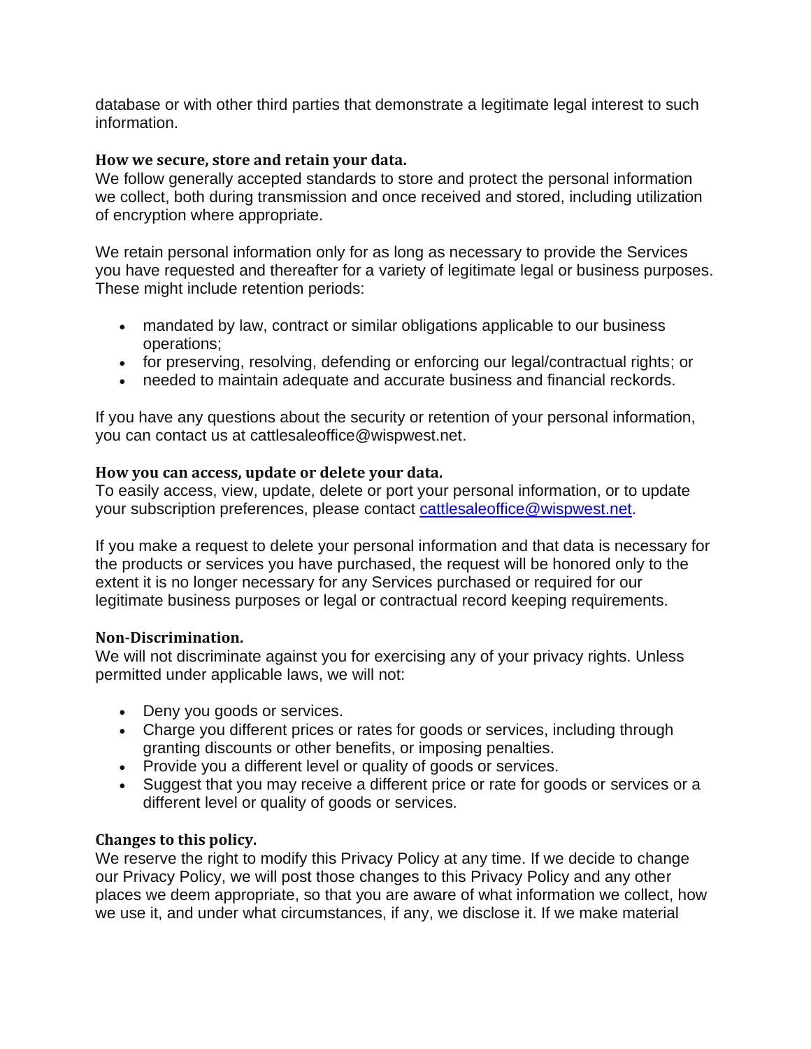database or with other third parties that demonstrate a legitimate legal interest to such information.

**How we secure, store and retain your data.**
We follow generally accepted standards to store and protect the personal information we collect, both during transmission and once received and stored, including utilization of encryption where appropriate.

We retain personal information only for as long as necessary to provide the Services you have requested and thereafter for a variety of legitimate legal or business purposes. These might include retention periods:

- mandated by law, contract or similar obligations applicable to our business operations;
- for preserving, resolving, defending or enforcing our legal/contractual rights; or
- needed to maintain adequate and accurate business and financial reckords.

If you have any questions about the security or retention of your personal information, you can contact us at cattlesaleoffice@wispwest.net.

**How you can access, update or delete your data.**
To easily access, view, update, delete or port your personal information, or to update your subscription preferences, please contact cattlesaleoffice@wispwest.net.

If you make a request to delete your personal information and that data is necessary for the products or services you have purchased, the request will be honored only to the extent it is no longer necessary for any Services purchased or required for our legitimate business purposes or legal or contractual record keeping requirements.

**Non-Discrimination.**
We will not discriminate against you for exercising any of your privacy rights. Unless permitted under applicable laws, we will not:

- Deny you goods or services.
- Charge you different prices or rates for goods or services, including through granting discounts or other benefits, or imposing penalties.
- Provide you a different level or quality of goods or services.
- Suggest that you may receive a different price or rate for goods or services or a different level or quality of goods or services.

**Changes to this policy.**
We reserve the right to modify this Privacy Policy at any time. If we decide to change our Privacy Policy, we will post those changes to this Privacy Policy and any other places we deem appropriate, so that you are aware of what information we collect, how we use it, and under what circumstances, if any, we disclose it. If we make material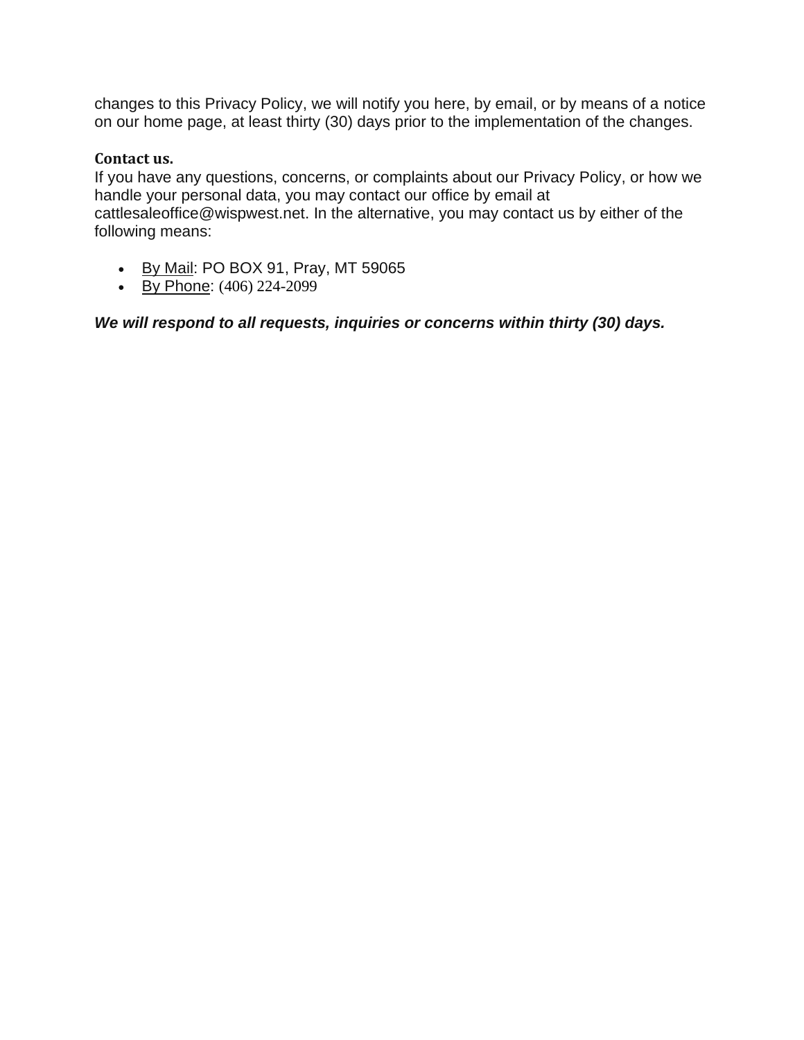changes to this Privacy Policy, we will notify you here, by email, or by means of a notice on our home page, at least thirty (30) days prior to the implementation of the changes.

**Contact us.**

If you have any questions, concerns, or complaints about our Privacy Policy, or how we handle your personal data, you may contact our office by email at cattlesaleoffice@wispwest.net. In the alternative, you may contact us by either of the following means:

- By Mail: PO BOX 91, Pray, MT 59065
- By Phone: (406) 224-2099

***We will respond to all requests, inquiries or concerns within thirty (30) days.***